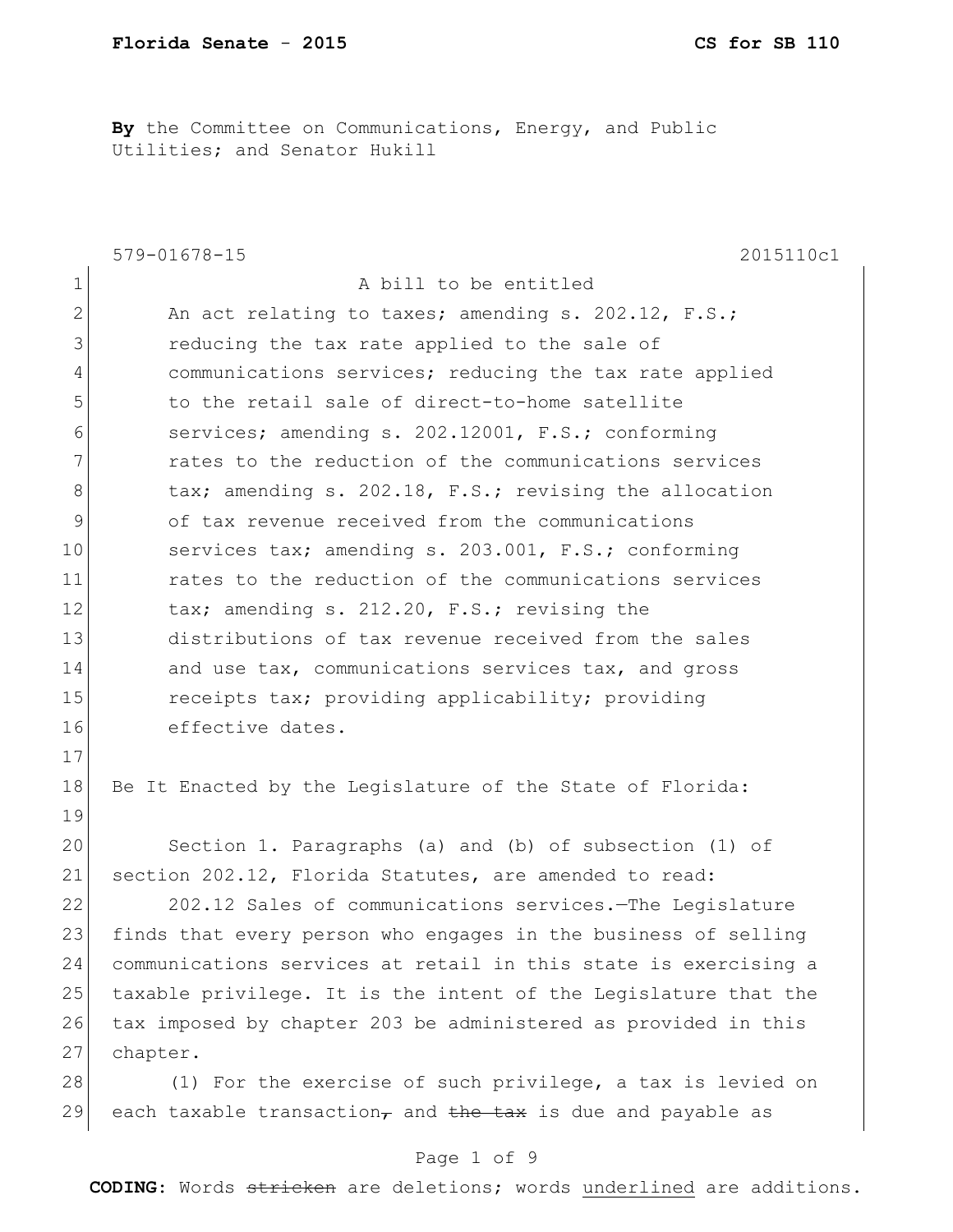**By** the Committee on Communications, Energy, and Public Utilities; and Senator Hukill

579-01678-15 2015110c1

A bill to be entitled

An act relating to taxes; amending s. 202.12, F.S.; reducing the tax rate applied to the sale of communications services; reducing the tax rate applied to the retail sale of direct-to-home satellite services; amending s. 202.12001, F.S.; conforming rates to the reduction of the communications services tax; amending s. 202.18, F.S.; revising the allocation of tax revenue received from the communications services tax; amending s. 203.001, F.S.; conforming rates to the reduction of the communications services tax; amending s. 212.20, F.S.; revising the distributions of tax revenue received from the sales and use tax, communications services tax, and gross receipts tax; providing applicability; providing effective dates.

Be It Enacted by the Legislature of the State of Florida:

Section 1. Paragraphs (a) and (b) of subsection (1) of section 202.12, Florida Statutes, are amended to read:

202.12 Sales of communications services.—The Legislature finds that every person who engages in the business of selling communications services at retail in this state is exercising a taxable privilege. It is the intent of the Legislature that the tax imposed by chapter 203 be administered as provided in this chapter.

(1) For the exercise of such privilege, a tax is levied on each taxable transaction~~,~~ and ~~the tax~~ is due and payable as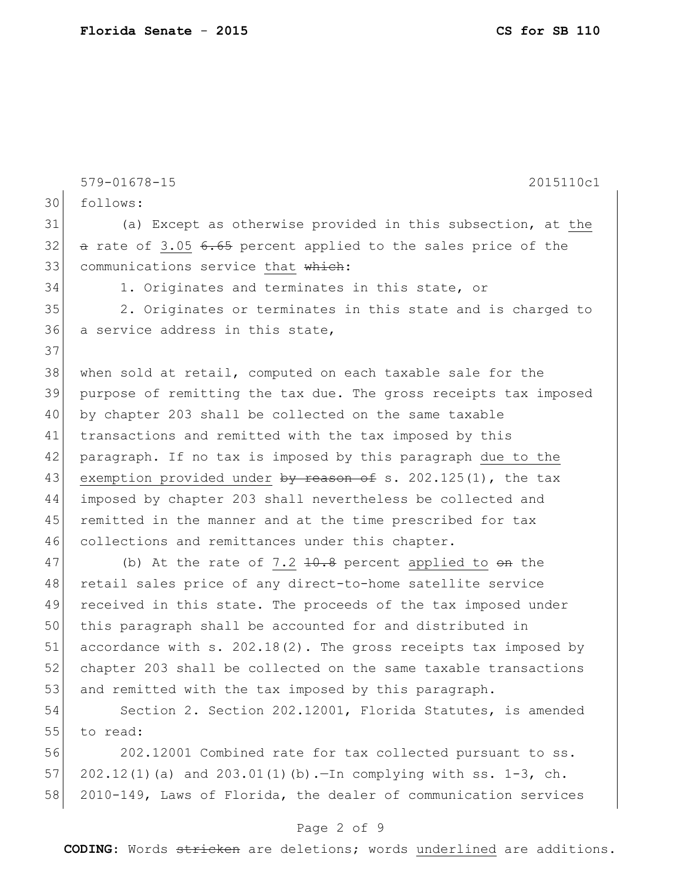follows:

(a) Except as otherwise provided in this subsection, at <u>the</u> ~~a~~ rate of <u>3.05</u> ~~6.65~~ percent applied to the sales price of the communications service <u>that</u> ~~which~~:

1. Originates and terminates in this state, or

2. Originates or terminates in this state and is charged to a service address in this state,

when sold at retail, computed on each taxable sale for the purpose of remitting the tax due. The gross receipts tax imposed by chapter 203 shall be collected on the same taxable transactions and remitted with the tax imposed by this paragraph. If no tax is imposed by this paragraph <u>due to the exemption provided under</u> ~~by reason of~~ s. 202.125(1), the tax imposed by chapter 203 shall nevertheless be collected and remitted in the manner and at the time prescribed for tax collections and remittances under this chapter.

(b) At the rate of <u>7.2</u> ~~10.8~~ percent <u>applied to</u> ~~on~~ the retail sales price of any direct-to-home satellite service received in this state. The proceeds of the tax imposed under this paragraph shall be accounted for and distributed in accordance with s. 202.18(2). The gross receipts tax imposed by chapter 203 shall be collected on the same taxable transactions and remitted with the tax imposed by this paragraph.

Section 2. Section 202.12001, Florida Statutes, is amended to read:

202.12001 Combined rate for tax collected pursuant to ss. 202.12(1)(a) and 203.01(1)(b).—In complying with ss. 1-3, ch. 2010-149, Laws of Florida, the dealer of communication services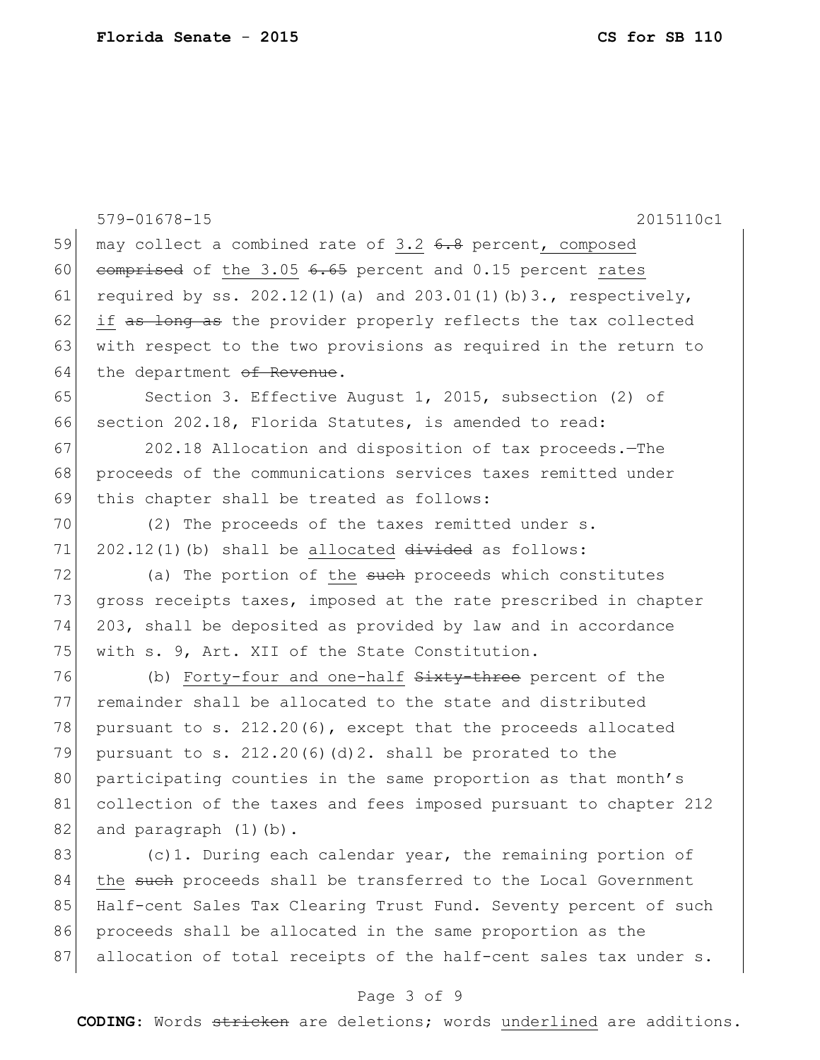may collect a combined rate of <u>3.2</u> ~~6.8~~ percent<u>, composed</u> ~~comprised~~ of <u>the</u> <u>3.05</u> ~~6.65~~ percent and 0.15 percent <u>rates</u> required by ss. 202.12(1)(a) and 203.01(1)(b)3., respectively, <u>if</u> ~~as long as~~ the provider properly reflects the tax collected with respect to the two provisions as required in the return to the department ~~of Revenue~~.

Section 3. Effective August 1, 2015, subsection (2) of section 202.18, Florida Statutes, is amended to read:

202.18 Allocation and disposition of tax proceeds.—The proceeds of the communications services taxes remitted under this chapter shall be treated as follows:

(2) The proceeds of the taxes remitted under s. 202.12(1)(b) shall be <u>allocated</u> ~~divided~~ as follows:

(a) The portion of <u>the</u> ~~such~~ proceeds which constitutes gross receipts taxes, imposed at the rate prescribed in chapter 203, shall be deposited as provided by law and in accordance with s. 9, Art. XII of the State Constitution.

(b) <u>Forty-four and one-half</u> ~~Sixty-three~~ percent of the remainder shall be allocated to the state and distributed pursuant to s. 212.20(6), except that the proceeds allocated pursuant to s. 212.20(6)(d)2. shall be prorated to the participating counties in the same proportion as that month's collection of the taxes and fees imposed pursuant to chapter 212 and paragraph (1)(b).

(c)1. During each calendar year, the remaining portion of <u>the</u> ~~such~~ proceeds shall be transferred to the Local Government Half-cent Sales Tax Clearing Trust Fund. Seventy percent of such proceeds shall be allocated in the same proportion as the allocation of total receipts of the half-cent sales tax under s.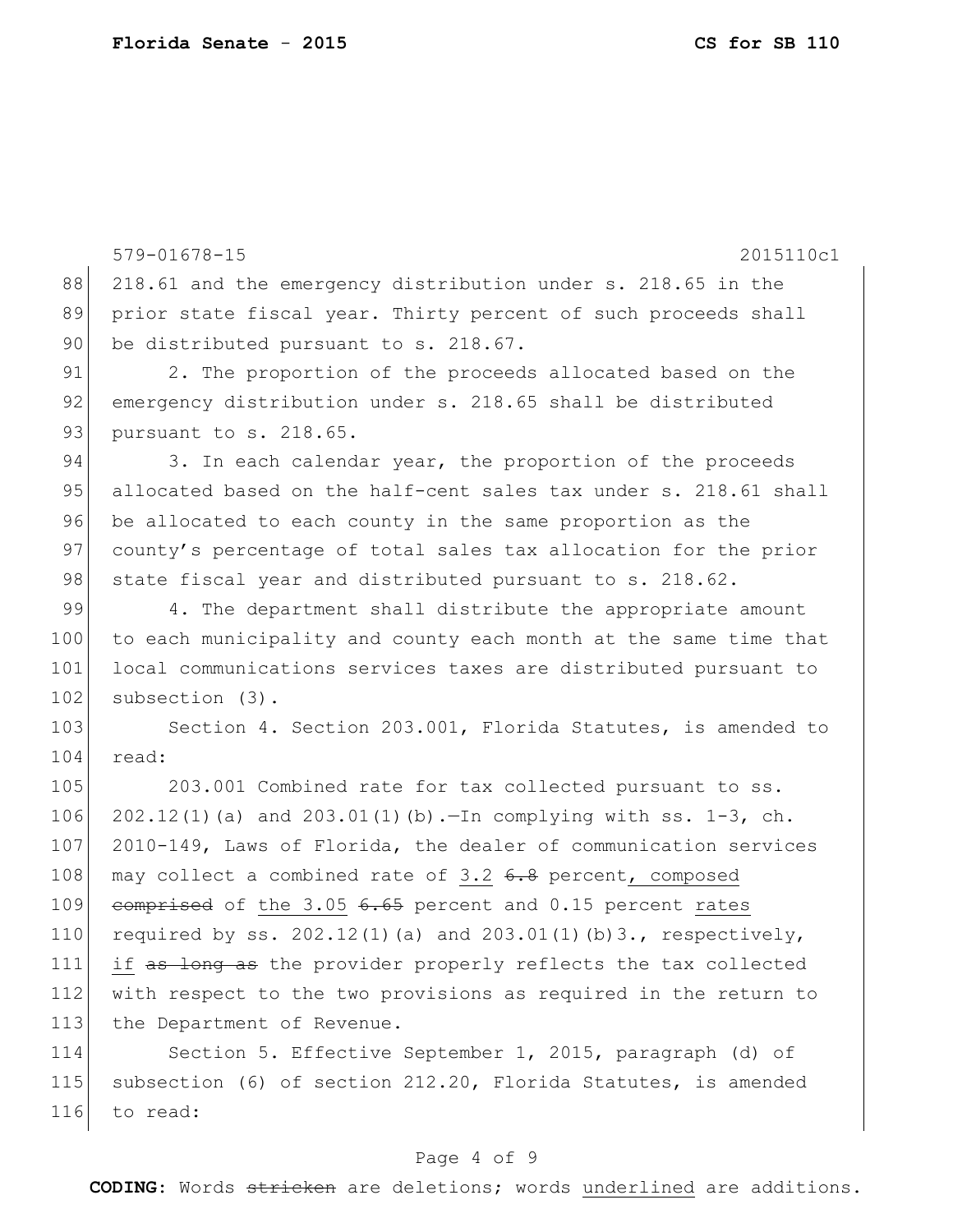579-01678-15 2015110c1

218.61 and the emergency distribution under s. 218.65 in the prior state fiscal year. Thirty percent of such proceeds shall be distributed pursuant to s. 218.67.

2. The proportion of the proceeds allocated based on the emergency distribution under s. 218.65 shall be distributed pursuant to s. 218.65.

3. In each calendar year, the proportion of the proceeds allocated based on the half-cent sales tax under s. 218.61 shall be allocated to each county in the same proportion as the county's percentage of total sales tax allocation for the prior state fiscal year and distributed pursuant to s. 218.62.

4. The department shall distribute the appropriate amount to each municipality and county each month at the same time that local communications services taxes are distributed pursuant to subsection (3).

Section 4. Section 203.001, Florida Statutes, is amended to read:

203.001 Combined rate for tax collected pursuant to ss. 202.12(1)(a) and 203.01(1)(b).—In complying with ss. 1-3, ch. 2010-149, Laws of Florida, the dealer of communication services may collect a combined rate of <u>3.2</u> ~~6.8~~ percent<u>, composed</u> ~~comprised~~ of <u>the 3.05</u> ~~6.65~~ percent and 0.15 percent <u>rates</u> required by ss. 202.12(1)(a) and 203.01(1)(b)3., respectively, <u>if</u> ~~as long as~~ the provider properly reflects the tax collected with respect to the two provisions as required in the return to the Department of Revenue.

Section 5. Effective September 1, 2015, paragraph (d) of subsection (6) of section 212.20, Florida Statutes, is amended to read:

**CODING:** Words ~~stricken~~ are deletions; words <u>underlined</u> are additions.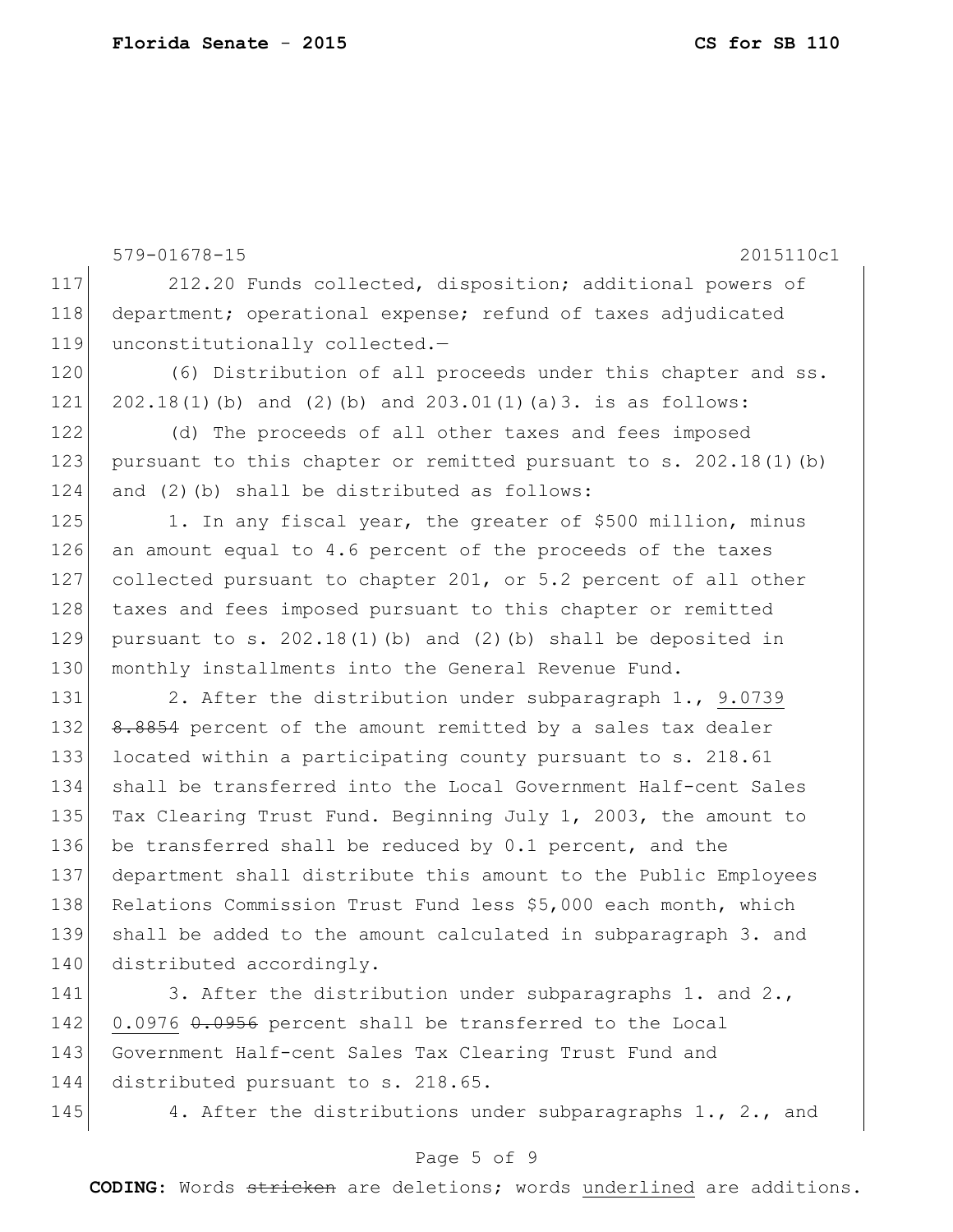579-01678-15 2015110c1

212.20 Funds collected, disposition; additional powers of department; operational expense; refund of taxes adjudicated unconstitutionally collected.—

(6) Distribution of all proceeds under this chapter and ss. 202.18(1)(b) and (2)(b) and 203.01(1)(a)3. is as follows:

(d) The proceeds of all other taxes and fees imposed pursuant to this chapter or remitted pursuant to s. 202.18(1)(b) and (2)(b) shall be distributed as follows:

1. In any fiscal year, the greater of $500 million, minus an amount equal to 4.6 percent of the proceeds of the taxes collected pursuant to chapter 201, or 5.2 percent of all other taxes and fees imposed pursuant to this chapter or remitted pursuant to s. 202.18(1)(b) and (2)(b) shall be deposited in monthly installments into the General Revenue Fund.

2. After the distribution under subparagraph 1., <u>9.0739</u> ~~8.8854~~ percent of the amount remitted by a sales tax dealer located within a participating county pursuant to s. 218.61 shall be transferred into the Local Government Half-cent Sales Tax Clearing Trust Fund. Beginning July 1, 2003, the amount to be transferred shall be reduced by 0.1 percent, and the department shall distribute this amount to the Public Employees Relations Commission Trust Fund less $5,000 each month, which shall be added to the amount calculated in subparagraph 3. and distributed accordingly.

3. After the distribution under subparagraphs 1. and 2., <u>0.0976</u> ~~0.0956~~ percent shall be transferred to the Local Government Half-cent Sales Tax Clearing Trust Fund and distributed pursuant to s. 218.65.

4. After the distributions under subparagraphs 1., 2., and

**CODING:** Words ~~stricken~~ are deletions; words <u>underlined</u> are additions.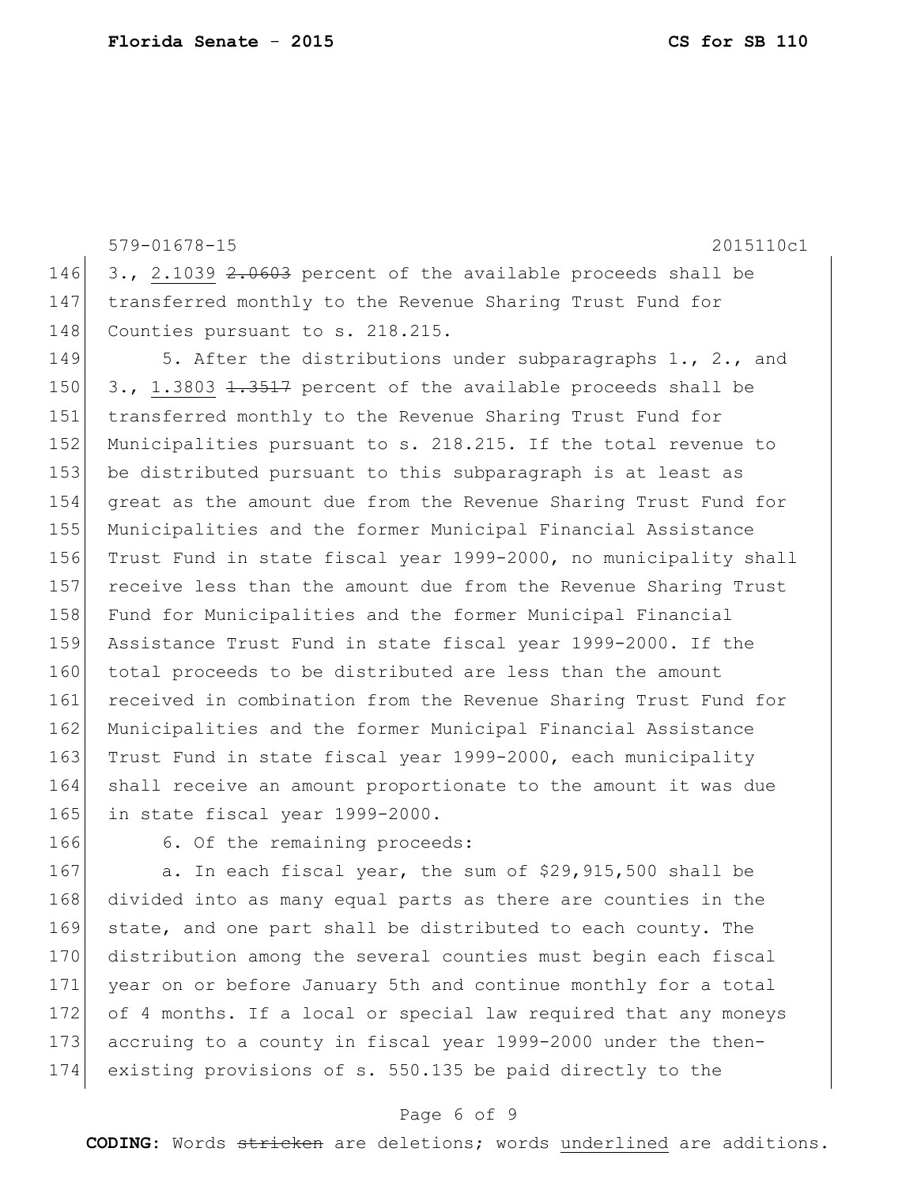579-01678-15 2015110c1

3., <u>2.1039</u> ~~2.0603~~ percent of the available proceeds shall be transferred monthly to the Revenue Sharing Trust Fund for Counties pursuant to s. 218.215.

5. After the distributions under subparagraphs 1., 2., and 3., <u>1.3803</u> ~~1.3517~~ percent of the available proceeds shall be transferred monthly to the Revenue Sharing Trust Fund for Municipalities pursuant to s. 218.215. If the total revenue to be distributed pursuant to this subparagraph is at least as great as the amount due from the Revenue Sharing Trust Fund for Municipalities and the former Municipal Financial Assistance Trust Fund in state fiscal year 1999-2000, no municipality shall receive less than the amount due from the Revenue Sharing Trust Fund for Municipalities and the former Municipal Financial Assistance Trust Fund in state fiscal year 1999-2000. If the total proceeds to be distributed are less than the amount received in combination from the Revenue Sharing Trust Fund for Municipalities and the former Municipal Financial Assistance Trust Fund in state fiscal year 1999-2000, each municipality shall receive an amount proportionate to the amount it was due in state fiscal year 1999-2000.

6. Of the remaining proceeds:

a. In each fiscal year, the sum of $29,915,500 shall be divided into as many equal parts as there are counties in the state, and one part shall be distributed to each county. The distribution among the several counties must begin each fiscal year on or before January 5th and continue monthly for a total of 4 months. If a local or special law required that any moneys accruing to a county in fiscal year 1999-2000 under the then-existing provisions of s. 550.135 be paid directly to the

**CODING:** Words ~~stricken~~ are deletions; words <u>underlined</u> are additions.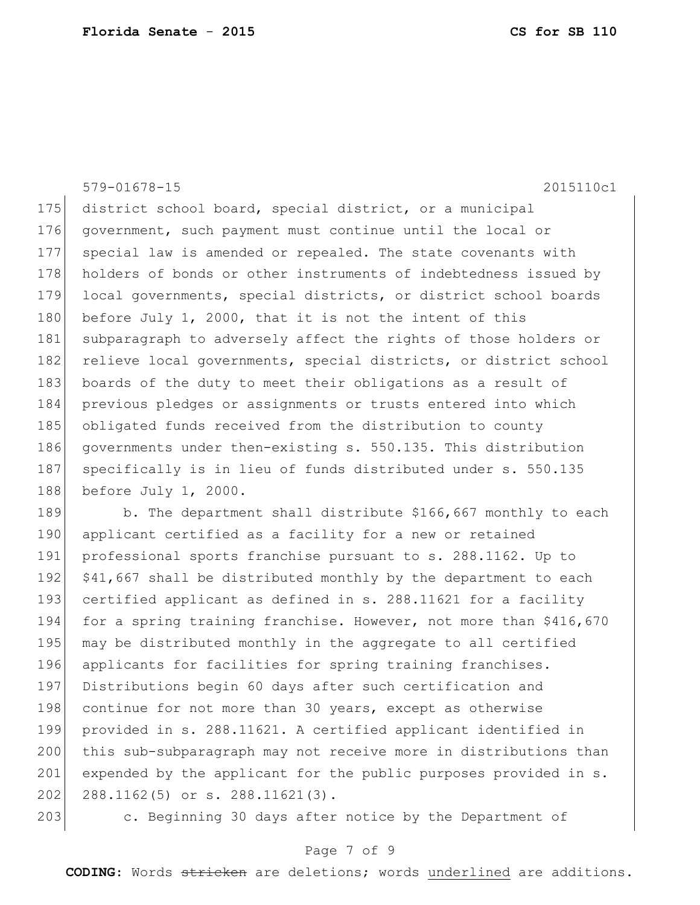579-01678-15 2015110c1

district school board, special district, or a municipal government, such payment must continue until the local or special law is amended or repealed. The state covenants with holders of bonds or other instruments of indebtedness issued by local governments, special districts, or district school boards before July 1, 2000, that it is not the intent of this subparagraph to adversely affect the rights of those holders or relieve local governments, special districts, or district school boards of the duty to meet their obligations as a result of previous pledges or assignments or trusts entered into which obligated funds received from the distribution to county governments under then-existing s. 550.135. This distribution specifically is in lieu of funds distributed under s. 550.135 before July 1, 2000.

b. The department shall distribute $166,667 monthly to each applicant certified as a facility for a new or retained professional sports franchise pursuant to s. 288.1162. Up to $41,667 shall be distributed monthly by the department to each certified applicant as defined in s. 288.11621 for a facility for a spring training franchise. However, not more than $416,670 may be distributed monthly in the aggregate to all certified applicants for facilities for spring training franchises. Distributions begin 60 days after such certification and continue for not more than 30 years, except as otherwise provided in s. 288.11621. A certified applicant identified in this sub-subparagraph may not receive more in distributions than expended by the applicant for the public purposes provided in s. 288.1162(5) or s. 288.11621(3).

c. Beginning 30 days after notice by the Department of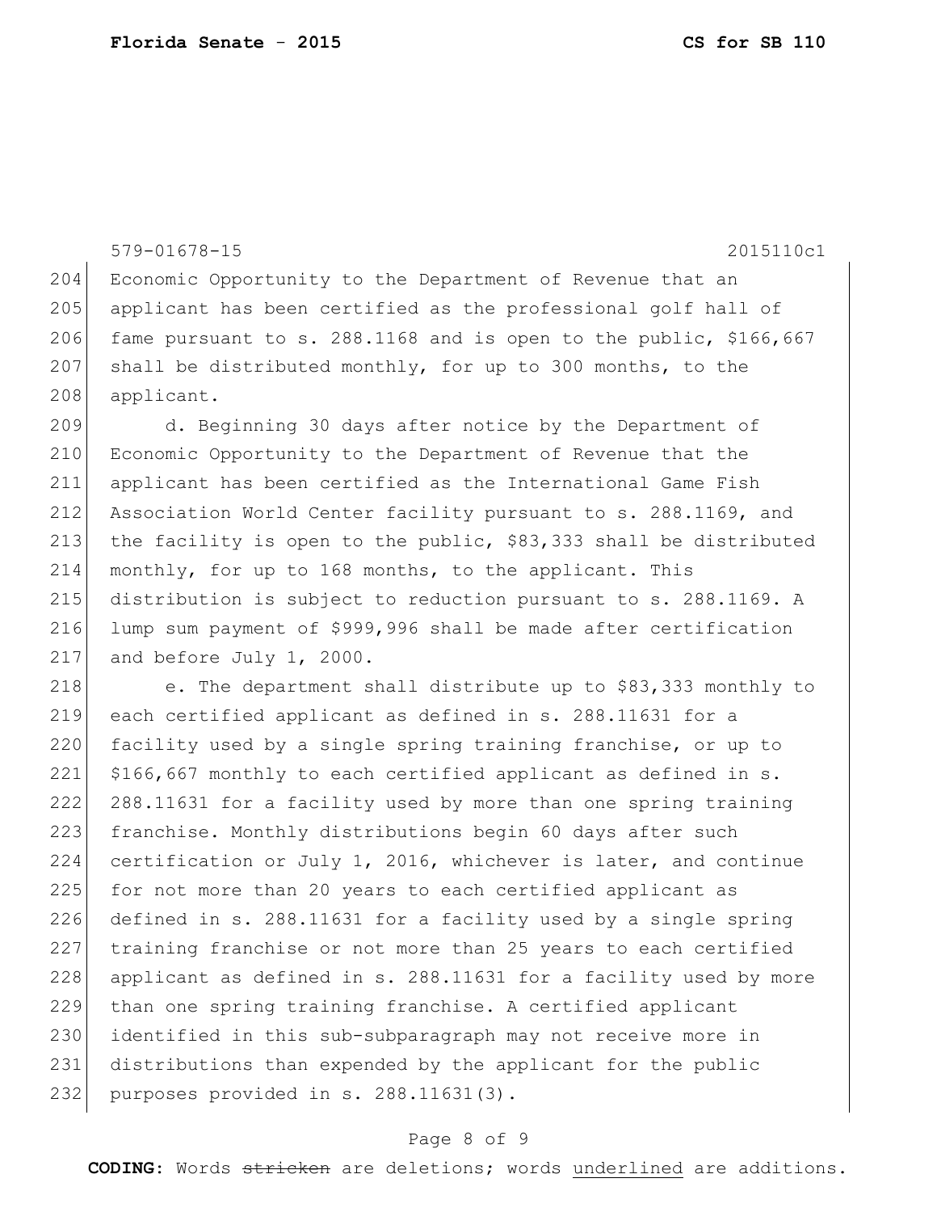579-01678-15 2015110c1

Economic Opportunity to the Department of Revenue that an applicant has been certified as the professional golf hall of fame pursuant to s. 288.1168 and is open to the public, $166,667 shall be distributed monthly, for up to 300 months, to the applicant.

d. Beginning 30 days after notice by the Department of Economic Opportunity to the Department of Revenue that the applicant has been certified as the International Game Fish Association World Center facility pursuant to s. 288.1169, and the facility is open to the public, $83,333 shall be distributed monthly, for up to 168 months, to the applicant. This distribution is subject to reduction pursuant to s. 288.1169. A lump sum payment of $999,996 shall be made after certification and before July 1, 2000.

e. The department shall distribute up to $83,333 monthly to each certified applicant as defined in s. 288.11631 for a facility used by a single spring training franchise, or up to $166,667 monthly to each certified applicant as defined in s. 288.11631 for a facility used by more than one spring training franchise. Monthly distributions begin 60 days after such certification or July 1, 2016, whichever is later, and continue for not more than 20 years to each certified applicant as defined in s. 288.11631 for a facility used by a single spring training franchise or not more than 25 years to each certified applicant as defined in s. 288.11631 for a facility used by more than one spring training franchise. A certified applicant identified in this sub-subparagraph may not receive more in distributions than expended by the applicant for the public purposes provided in s. 288.11631(3).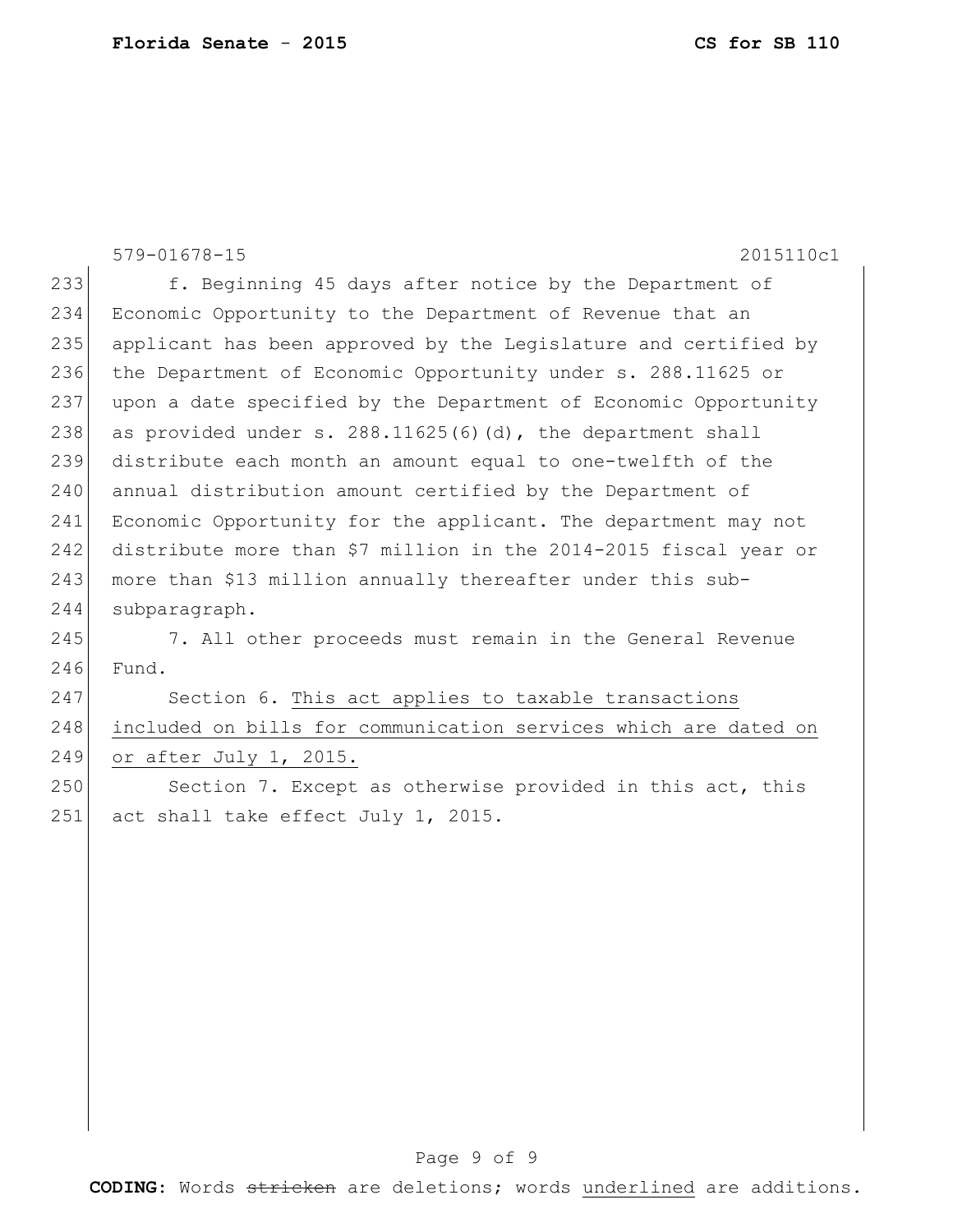579-01678-15 2015110c1

233 f. Beginning 45 days after notice by the Department of
234 Economic Opportunity to the Department of Revenue that an
235 applicant has been approved by the Legislature and certified by
236 the Department of Economic Opportunity under s. 288.11625 or
237 upon a date specified by the Department of Economic Opportunity
238 as provided under s. 288.11625(6)(d), the department shall
239 distribute each month an amount equal to one-twelfth of the
240 annual distribution amount certified by the Department of
241 Economic Opportunity for the applicant. The department may not
242 distribute more than $7 million in the 2014-2015 fiscal year or
243 more than $13 million annually thereafter under this sub-
244 subparagraph.

245 7. All other proceeds must remain in the General Revenue
246 Fund.

247 Section 6. <u>This act applies to taxable transactions</u>
248 <u>included on bills for communication services which are dated on</u>
249 <u>or after July 1, 2015.</u>

250 Section 7. Except as otherwise provided in this act, this
251 act shall take effect July 1, 2015.

**CODING:** Words ~~stricken~~ are deletions; words <u>underlined</u> are additions.